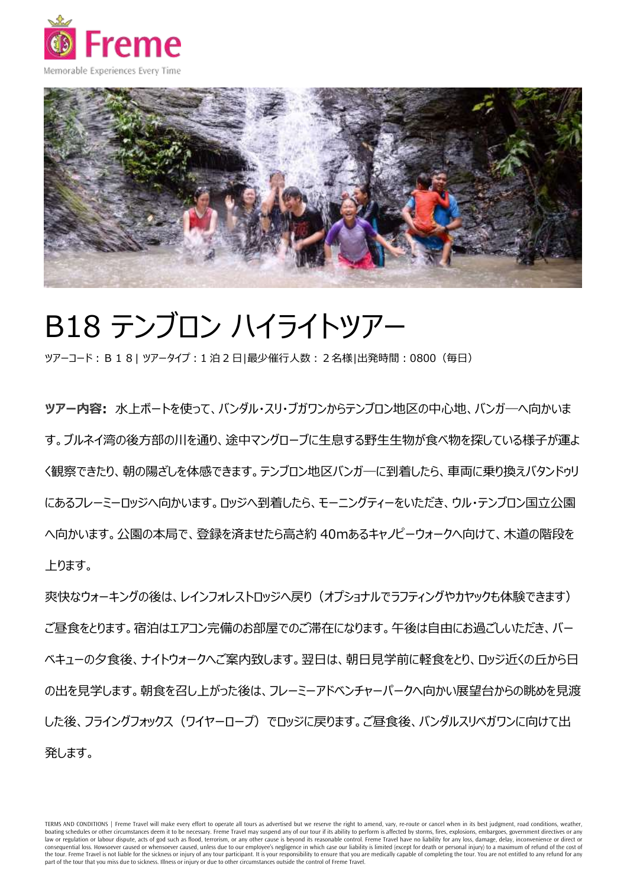Memorable Experiences Every Time

# B18 テンブロン ハイライトツアー

ツアーコード：Ｂ１８| ツアータイプ：１泊２日|最少催行人数：２名様|出発時間：0800（毎日）

**ツアー内容:** 水上ボートを使って、バンダル・スリ・ブガワンからテンブロン地区の中心地、バンガ―へ向かいます。ブルネイ湾の後方部の川を通り、途中マングローブに生息する野生生物が食べ物を探している様子が運よく観察できたり、朝の陽ざしを体感できます。テンブロン地区バンガ―に到着したら、車両に乗り換えバタンドゥリにあるフレーミーロッジへ向かいます。ロッジへ到着したら、モーニングティーをいただき、ウル・テンブロン国立公園へ向かいます。公園の本局で、登録を済ませたら高さ約 40mあるキャノピーウォークへ向けて、木道の階段を上ります。

爽快なウォーキングの後は、レインフォレストロッジへ戻り（オプショナルでラフティングやカヤックも体験できます）ご昼食をとります。宿泊はエアコン完備のお部屋でのご滞在になります。午後は自由にお過ごしいただき、バーベキューの夕食後、ナイトウォークへご案内致します。翌日は、朝日見学前に軽食をとり、ロッジ近くの丘から日の出を見学します。朝食を召し上がった後は、フレーミーアドベンチャーパークへ向かい展望台からの眺めを見渡した後、フライングフォックス（ワイヤーロープ）でロッジに戻ります。ご昼食後、バンダルスリベガワンに向けて出発します。

TERMS AND CONDITIONS | Freme Travel will make every effort to operate all tours as advertised but we reserve the right to amend, vary, re-route or cancel when in its best judgment, road conditions, weather, boating schedules or other circumstances deem it to be necessary. Freme Travel may suspend any of our tour if its ability to perform is affected by storms, fires, explosions, embargoes, government directives or any law or regulation or labour dispute, acts of god such as flood, terrorism, or any other cause is beyond its reasonable control. Freme Travel have no liability for any loss, damage, delay, inconvenience or direct or consequential loss. Howsoever caused or whensoever caused, unless due to our employee's negligence in which case our liability is limited (except for death or personal injury) to a maximum of refund of the cost of the tour. Freme Travel is not liable for the sickness or injury of any tour participant. It is your responsibility to ensure that you are medically capable of completing the tour. You are not entitled to any refund for any part of the tour that you miss due to sickness. Illness or injury or due to other circumstances outside the control of Freme Travel.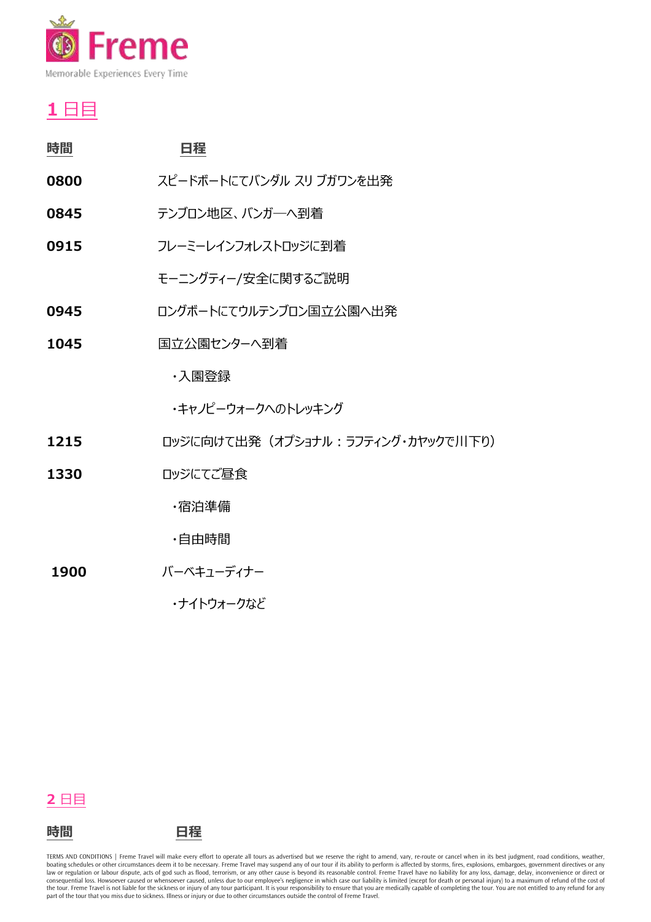## 1 日目

| 時間 | 日程 |
| --- | --- |
| 0800 | スピードボートにてバンダル スリ ブガワンを出発 |
| 0845 | テンブロン地区、バンガ—へ到着 |
| 0915 | フレーミーレインフォレストロッジに到着 |
| | モーニングティー/安全に関するご説明 |
| 0945 | ロングボートにてウルテンブロン国立公園へ出発 |
| 1045 | 国立公園センターへ到着 |
| | ・入園登録 |
| | ・キャノピーウォークへのトレッキング |
| 1215 | ロッジに向けて出発（オプショナル：ラフティング・カヤックで川下り） |
| 1330 | ロッジにてご昼食 |
| | ・宿泊準備 |
| | ・自由時間 |
| 1900 | バーベキューディナー |
| | ・ナイトウォークなど |

## 2 日目

| 時間 | 日程 |
| --- | --- |

TERMS AND CONDITIONS | Freme Travel will make every effort to operate all tours as advertised but we reserve the right to amend, vary, re-route or cancel when in its best judgment, road conditions, weather, boating schedules or other circumstances deem it to be necessary. Freme Travel may suspend any of our tour if its ability to perform is affected by storms, fires, explosions, embargoes, government directives or any law or regulation or labour dispute, acts of god such as flood, terrorism, or any other cause is beyond its reasonable control. Freme Travel have no liability for any loss, damage, delay, inconvenience or direct or consequential loss. Howsoever caused or whensoever caused, unless due to our employee's negligence in which case our liability is limited (except for death or personal injury) to a maximum of refund of the cost of the tour. Freme Travel is not liable for the sickness or injury of any tour participant. It is your responsibility to ensure that you are medically capable of completing the tour. You are not entitled to any refund for any part of the tour that you miss due to sickness. Illness or injury or due to other circumstances outside the control of Freme Travel.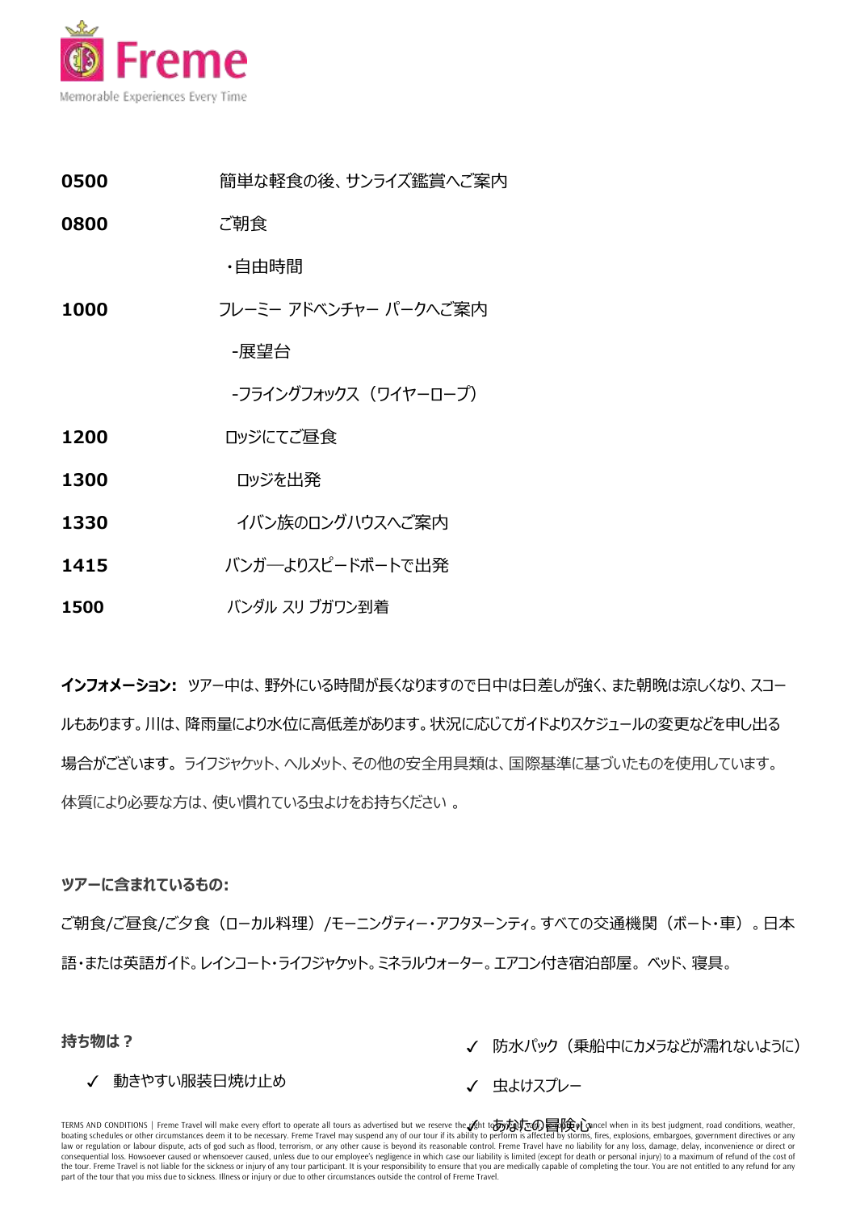Freme

Memorable Experiences Every Time

| | |
|---|---|
| **0500** | 簡単な軽食の後、サンライズ鑑賞へご案内 |
| **0800** | ご朝食 |
| | ・自由時間 |
| **1000** | フレーミー アドベンチャー パークへご案内 |
| | -展望台 |
| | -フライングフォックス（ワイヤーロープ） |
| **1200** | ロッジにてご昼食 |
| **1300** | ロッジを出発 |
| **1330** | イバン族のロングハウスへご案内 |
| **1415** | バンガ―よりスピードボートで出発 |
| **1500** | バンダル スリ ブガワン到着 |

**インフォメーション:** ツアー中は、野外にいる時間が長くなりますので日中は日差しが強く、また朝晩は涼しくなり、スコールもあります。川は、降雨量により水位に高低差があります。状況に応じてガイドよりスケジュールの変更などを申し出る場合がございます。ライフジャケット、ヘルメット、その他の安全用具類は、国際基準に基づいたものを使用しています。体質により必要な方は、使い慣れている虫よけをお持ちください 。

**ツアーに含まれているもの:**

ご朝食/ご昼食/ご夕食（ローカル料理）/モーニングティー・アフタヌーンティ。すべての交通機関（ボート・車）。日本語・または英語ガイド。レインコート・ライフジャケット。ミネラルウォーター。エアコン付き宿泊部屋。 ベッド、寝具。

**持ち物は？**

- ✓ 動きやすい服装日焼け止め
- ✓ 防水パック（乗船中にカメラなどが濡れないように）
- ✓ 虫よけスプレー
- ✓ あなたの冒険心

TERMS AND CONDITIONS | Freme Travel will make every effort to operate all tours as advertised but we reserve the right to amend, alter or cancel when in its best judgment, road conditions, weather, boating schedules or other circumstances deem it to be necessary. Freme Travel may suspend any of our tour if its ability to perform is affected by storms, fires, explosions, embargoes, government directives or any law or regulation or labour dispute, acts of god such as flood, terrorism, or any other cause is beyond its reasonable control. Freme Travel have no liability for any loss, damage, delay, inconvenience or direct or consequential loss. Howsoever caused or whensoever caused, unless due to our employee's negligence in which case our liability is limited (except for death or personal injury) to a maximum of refund of the cost of the tour. Freme Travel is not liable for the sickness or injury of any tour participant. It is your responsibility to ensure that you are medically capable of completing the tour. You are not entitled to any refund for any part of the tour that you miss due to sickness. Illness or injury or due to other circumstances outside the control of Freme Travel.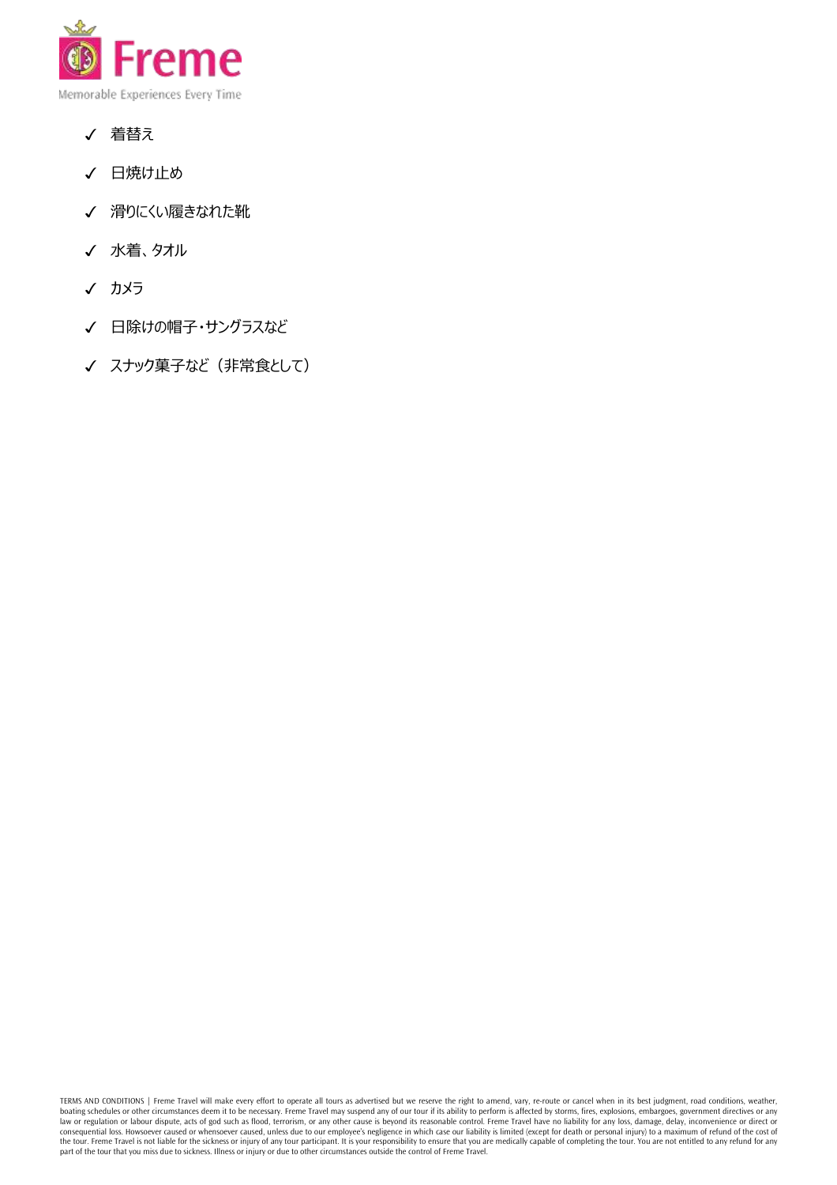Freme

Memorable Experiences Every Time

- ✓ 着替え
- ✓ 日焼け止め
- ✓ 滑りにくい履きなれた靴
- ✓ 水着、タオル
- ✓ カメラ
- ✓ 日除けの帽子・サングラスなど
- ✓ スナック菓子など（非常食として）

TERMS AND CONDITIONS | Freme Travel will make every effort to operate all tours as advertised but we reserve the right to amend, vary, re-route or cancel when in its best judgment, road conditions, weather, boating schedules or other circumstances deem it to be necessary. Freme Travel may suspend any of our tour if its ability to perform is affected by storms, fires, explosions, embargoes, government directives or any law or regulation or labour dispute, acts of god such as flood, terrorism, or any other cause is beyond its reasonable control. Freme Travel have no liability for any loss, damage, delay, inconvenience or direct or consequential loss. Howsoever caused or whensoever caused, unless due to our employee's negligence in which case our liability is limited (except for death or personal injury) to a maximum of refund of the cost of the tour. Freme Travel is not liable for the sickness or injury of any tour participant. It is your responsibility to ensure that you are medically capable of completing the tour. You are not entitled to any refund for any part of the tour that you miss due to sickness. Illness or injury or due to other circumstances outside the control of Freme Travel.